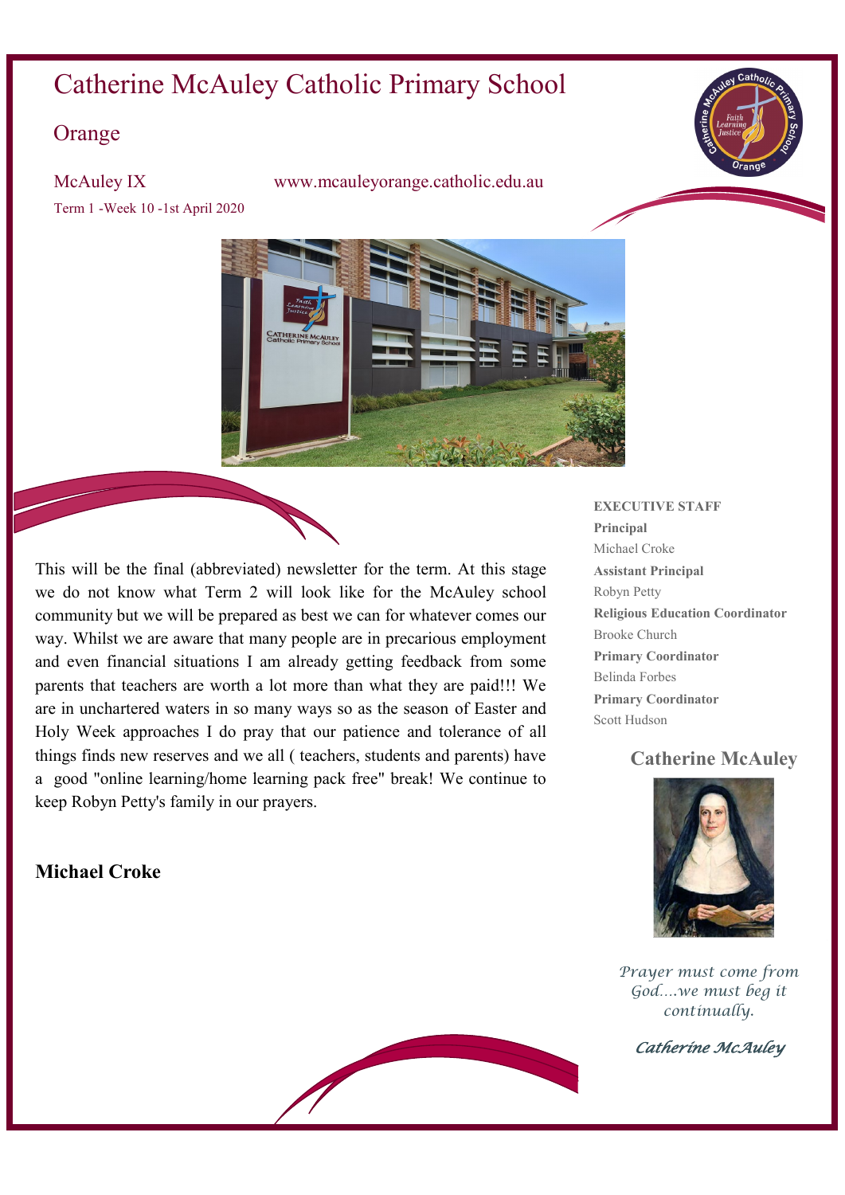# Catherine McAuley Catholic Primary School

## Orange

McAuley IX www.mcauleyorange.catholic.edu.au

Term 1 -Week 10 -1st April 2020

This will be the final (abbreviated) newsletter for the term. At this stage we do not know what Term 2 will look like for the McAuley school community but we will be prepared as best we can for whatever comes our way. Whilst we are aware that many people are in precarious employment and even financial situations I am already getting feedback from some parents that teachers are worth a lot more than what they are paid!!! We are in unchartered waters in so many ways so as the season of Easter and Holy Week approaches I do pray that our patience and tolerance of all things finds new reserves and we all ( teachers, students and parents) have a good "online learning/home learning pack free" break! We continue to keep Robyn Petty's family in our prayers.

**Michael Croke**

**EXECUTIVE STAFF**

**Principal**
Michael Croke

**Assistant Principal**
Robyn Petty

**Religious Education Coordinator**
Brooke Church

**Primary Coordinator**
Belinda Forbes

**Primary Coordinator**
Scott Hudson

### Catherine McAuley

*Prayer must come from God....we must beg it continually.*

*Catherine McAuley*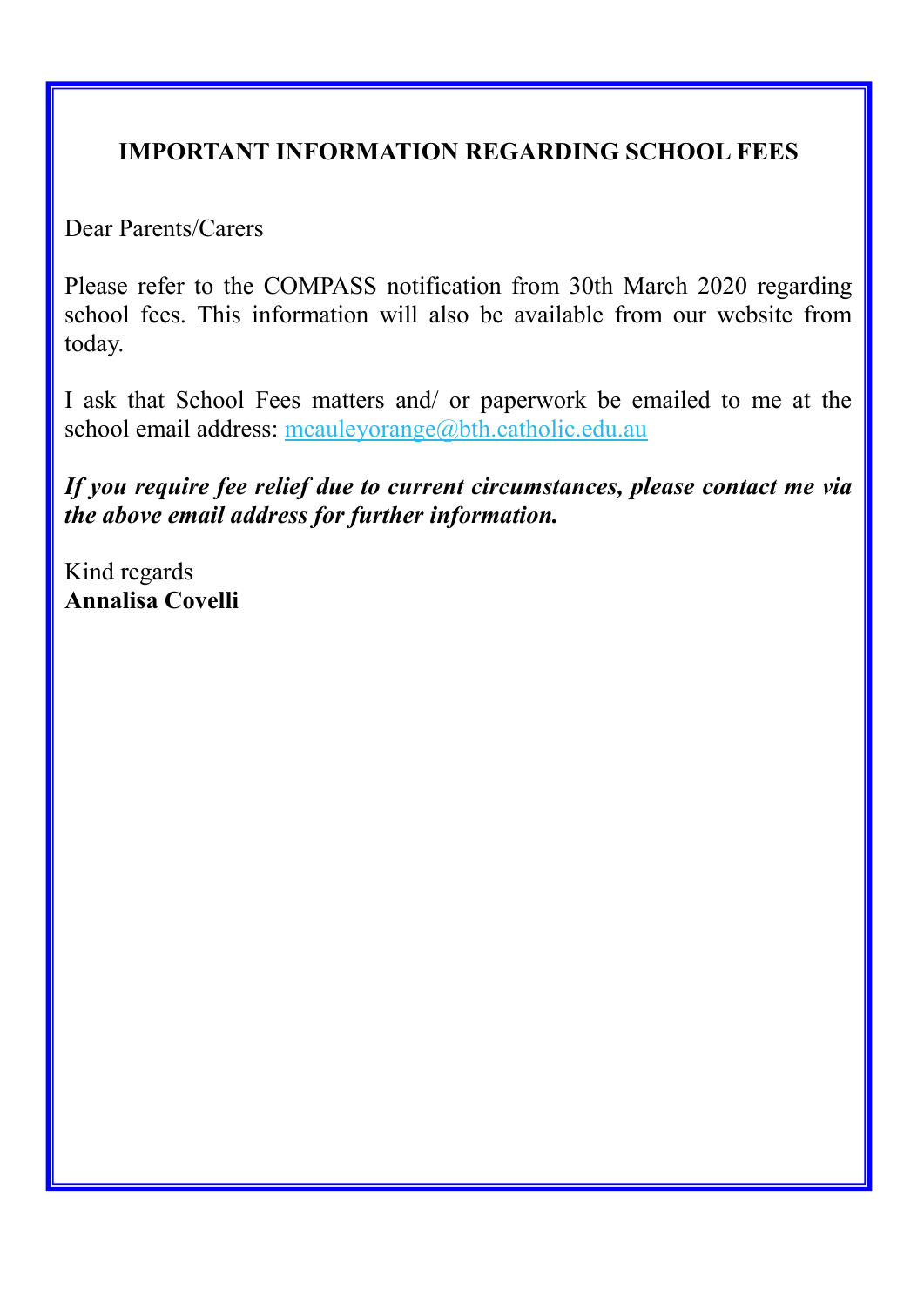## IMPORTANT INFORMATION REGARDING SCHOOL FEES

Dear Parents/Carers

Please refer to the COMPASS notification from 30th March 2020 regarding school fees. This information will also be available from our website from today.

I ask that School Fees matters and/ or paperwork be emailed to me at the school email address: mcauleyorange@bth.catholic.edu.au

***If you require fee relief due to current circumstances, please contact me via the above email address for further information.***

Kind regards
**Annalisa Covelli**